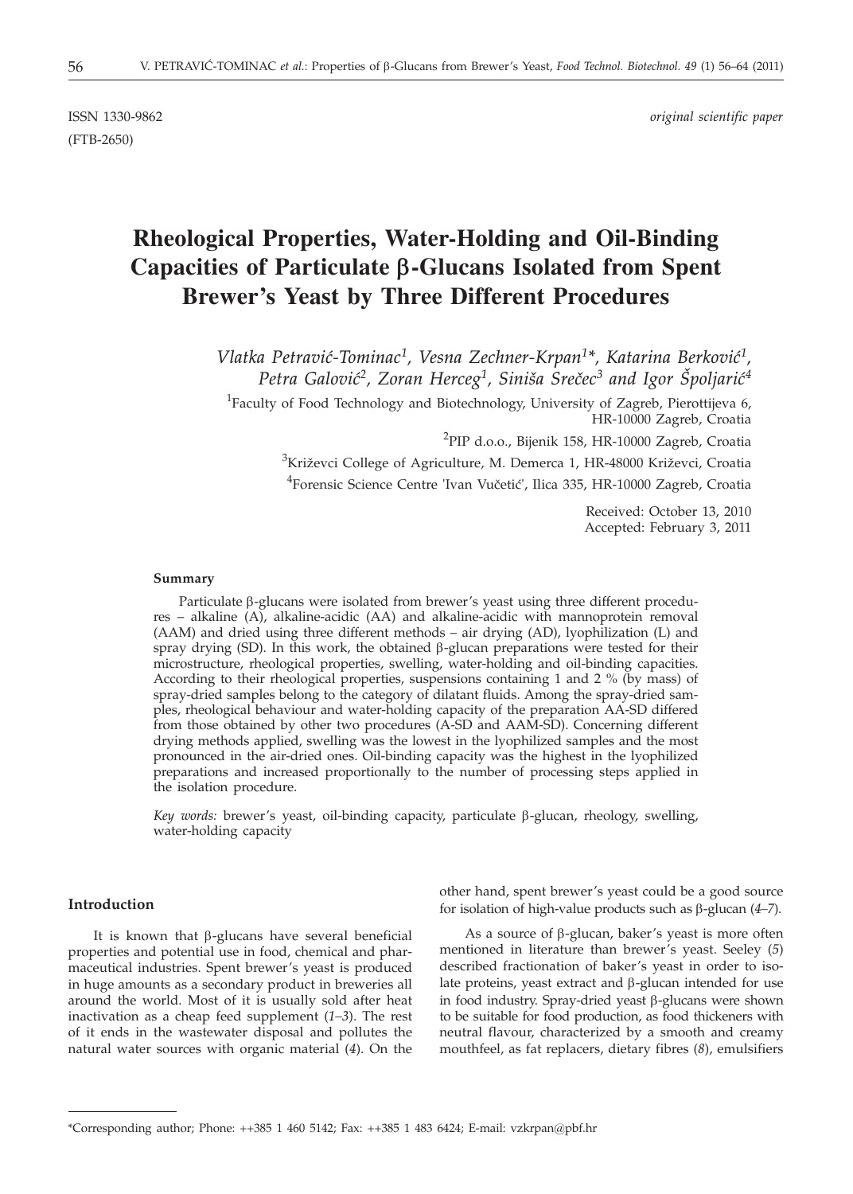ISSN 1330-9862 *original scientific paper*

(FTB-2650)

# Rheological Properties, Water-Holding and Oil-Binding Capacities of Particulate β-Glucans Isolated from Spent Brewer's Yeast by Three Different Procedures

*Vlatka Petravić-Tominac[1], Vesna Zechner-Krpan[1]\*, Katarina Berković[1], Petra Galović[2], Zoran Herceg[1], Siniša Srečec[3] and Igor Špoljarić[4]*

[1]Faculty of Food Technology and Biotechnology, University of Zagreb, Pierottijeva 6, HR-10000 Zagreb, Croatia

[2]PIP d.o.o., Bijenik 158, HR-10000 Zagreb, Croatia

[3]Križevci College of Agriculture, M. Demerca 1, HR-48000 Križevci, Croatia

[4]Forensic Science Centre 'Ivan Vučetić', Ilica 335, HR-10000 Zagreb, Croatia

Received: October 13, 2010
Accepted: February 3, 2011

### Summary

Particulate β-glucans were isolated from brewer's yeast using three different procedures – alkaline (A), alkaline-acidic (AA) and alkaline-acidic with mannoprotein removal (AAM) and dried using three different methods – air drying (AD), lyophilization (L) and spray drying (SD). In this work, the obtained β-glucan preparations were tested for their microstructure, rheological properties, swelling, water-holding and oil-binding capacities. According to their rheological properties, suspensions containing 1 and 2 % (by mass) of spray-dried samples belong to the category of dilatant fluids. Among the spray-dried samples, rheological behaviour and water-holding capacity of the preparation AA-SD differed from those obtained by other two procedures (A-SD and AAM-SD). Concerning different drying methods applied, swelling was the lowest in the lyophilized samples and the most pronounced in the air-dried ones. Oil-binding capacity was the highest in the lyophilized preparations and increased proportionally to the number of processing steps applied in the isolation procedure.

*Key words:* brewer's yeast, oil-binding capacity, particulate β-glucan, rheology, swelling, water-holding capacity

## Introduction

It is known that β-glucans have several beneficial properties and potential use in food, chemical and pharmaceutical industries. Spent brewer's yeast is produced in huge amounts as a secondary product in breweries all around the world. Most of it is usually sold after heat inactivation as a cheap feed supplement (*1–3*). The rest of it ends in the wastewater disposal and pollutes the natural water sources with organic material (*4*). On the other hand, spent brewer's yeast could be a good source for isolation of high-value products such as β-glucan (*4–7*).

As a source of β-glucan, baker's yeast is more often mentioned in literature than brewer's yeast. Seeley (*5*) described fractionation of baker's yeast in order to isolate proteins, yeast extract and β-glucan intended for use in food industry. Spray-dried yeast β-glucans were shown to be suitable for food production, as food thickeners with neutral flavour, characterized by a smooth and creamy mouthfeel, as fat replacers, dietary fibres (*8*), emulsifiers

\*Corresponding author; Phone: ++385 1 460 5142; Fax: ++385 1 483 6424; E-mail: vzkrpan@pbf.hr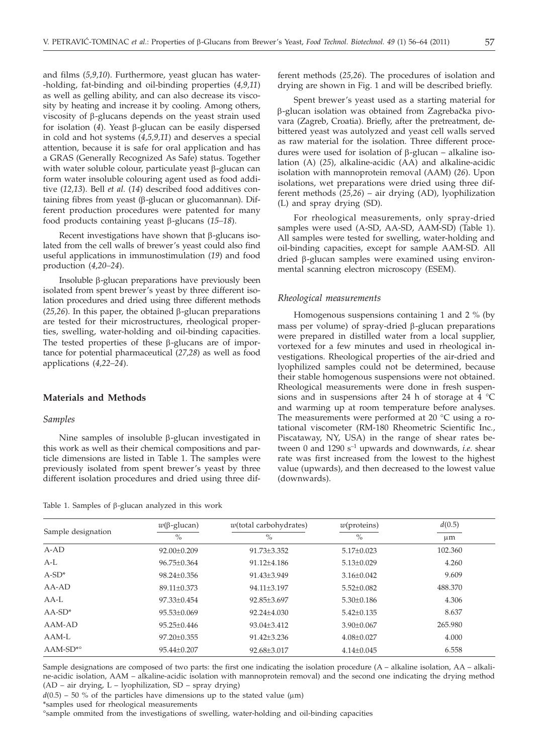and films (*5,9,10*). Furthermore, yeast glucan has water-holding, fat-binding and oil-binding properties (*4,9,11*) as well as gelling ability, and can also decrease its viscosity by heating and increase it by cooling. Among others, viscosity of β-glucans depends on the yeast strain used for isolation (*4*). Yeast β-glucan can be easily dispersed in cold and hot systems (*4,5,9,11*) and deserves a special attention, because it is safe for oral application and has a GRAS (Generally Recognized As Safe) status. Together with water soluble colour, particulate yeast β-glucan can form water insoluble colouring agent used as food additive (*12,13*). Bell *et al.* (*14*) described food additives containing fibres from yeast (β-glucan or glucomannan). Different production procedures were patented for many food products containing yeast β-glucans (*15–18*).

Recent investigations have shown that β-glucans isolated from the cell walls of brewer's yeast could also find useful applications in immunostimulation (*19*) and food production (*4,20–24*).

Insoluble β-glucan preparations have previously been isolated from spent brewer's yeast by three different isolation procedures and dried using three different methods (*25,26*). In this paper, the obtained β-glucan preparations are tested for their microstructures, rheological properties, swelling, water-holding and oil-binding capacities. The tested properties of these β-glucans are of importance for potential pharmaceutical (*27,28*) as well as food applications (*4,22–24*).

## Materials and Methods

### Samples

Nine samples of insoluble β-glucan investigated in this work as well as their chemical compositions and particle dimensions are listed in Table 1. The samples were previously isolated from spent brewer's yeast by three different isolation procedures and dried using three different methods (*25,26*). The procedures of isolation and drying are shown in Fig. 1 and will be described briefly.

Spent brewer's yeast used as a starting material for β-glucan isolation was obtained from Zagrebačka pivovara (Zagreb, Croatia). Briefly, after the pretreatment, debittered yeast was autolyzed and yeast cell walls served as raw material for the isolation. Three different procedures were used for isolation of β-glucan – alkaline isolation (A) (*25*), alkaline-acidic (AA) and alkaline-acidic isolation with mannoprotein removal (AAM) (*26*). Upon isolations, wet preparations were dried using three different methods (*25,26*) – air drying (AD), lyophilization (L) and spray drying (SD).

For rheological measurements, only spray-dried samples were used (A-SD, AA-SD, AAM-SD) (Table 1). All samples were tested for swelling, water-holding and oil-binding capacities, except for sample AAM-SD. All dried β-glucan samples were examined using environmental scanning electron microscopy (ESEM).

### Rheological measurements

Homogenous suspensions containing 1 and 2 % (by mass per volume) of spray-dried β-glucan preparations were prepared in distilled water from a local supplier, vortexed for a few minutes and used in rheological investigations. Rheological properties of the air-dried and lyophilized samples could not be determined, because their stable homogenous suspensions were not obtained. Rheological measurements were done in fresh suspensions and in suspensions after 24 h of storage at 4 °C and warming up at room temperature before analyses. The measurements were performed at 20 °C using a rotational viscometer (RM-180 Rheometric Scientific Inc., Piscataway, NY, USA) in the range of shear rates between 0 and 1290 $s^{-1}$ upwards and downwards, *i.e.* shear rate was first increased from the lowest to the highest value (upwards), and then decreased to the lowest value (downwards).

Table 1. Samples of β-glucan analyzed in this work

| Sample designation | $w$(β-glucan) | $w$(total carbohydrates) | $w$(proteins) | $d$(0.5) |
|---|---|---|---|---|
| | % | % | % | μm |
| A-AD | 92.00±0.209 | 91.73±3.352 | 5.17±0.023 | 102.360 |
| A-L | 96.75±0.364 | 91.12±4.186 | 5.13±0.029 | 4.260 |
| A-SD* | 98.24±0.356 | 91.43±3.949 | 3.16±0.042 | 9.609 |
| AA-AD | 89.11±0.373 | 94.11±3.197 | 5.52±0.082 | 488.370 |
| AA-L | 97.33±0.454 | 92.85±3.697 | 5.30±0.186 | 4.306 |
| AA-SD* | 95.53±0.069 | 92.24±4.030 | 5.42±0.135 | 8.637 |
| AAM-AD | 95.25±0.446 | 93.04±3.412 | 3.90±0.067 | 265.980 |
| AAM-L | 97.20±0.355 | 91.42±3.236 | 4.08±0.027 | 4.000 |
| AAM-SD*° | 95.44±0.207 | 92.68±3.017 | 4.14±0.045 | 6.558 |

Sample designations are composed of two parts: the first one indicating the isolation procedure (A – alkaline isolation, AA – alkaline-acidic isolation, AAM – alkaline-acidic isolation with mannoprotein removal) and the second one indicating the drying method (AD – air drying, L – lyophilization, SD – spray drying)

$d$(0.5) – 50 % of the particles have dimensions up to the stated value (μm)

*samples used for rheological measurements

°sample ommited from the investigations of swelling, water-holding and oil-binding capacities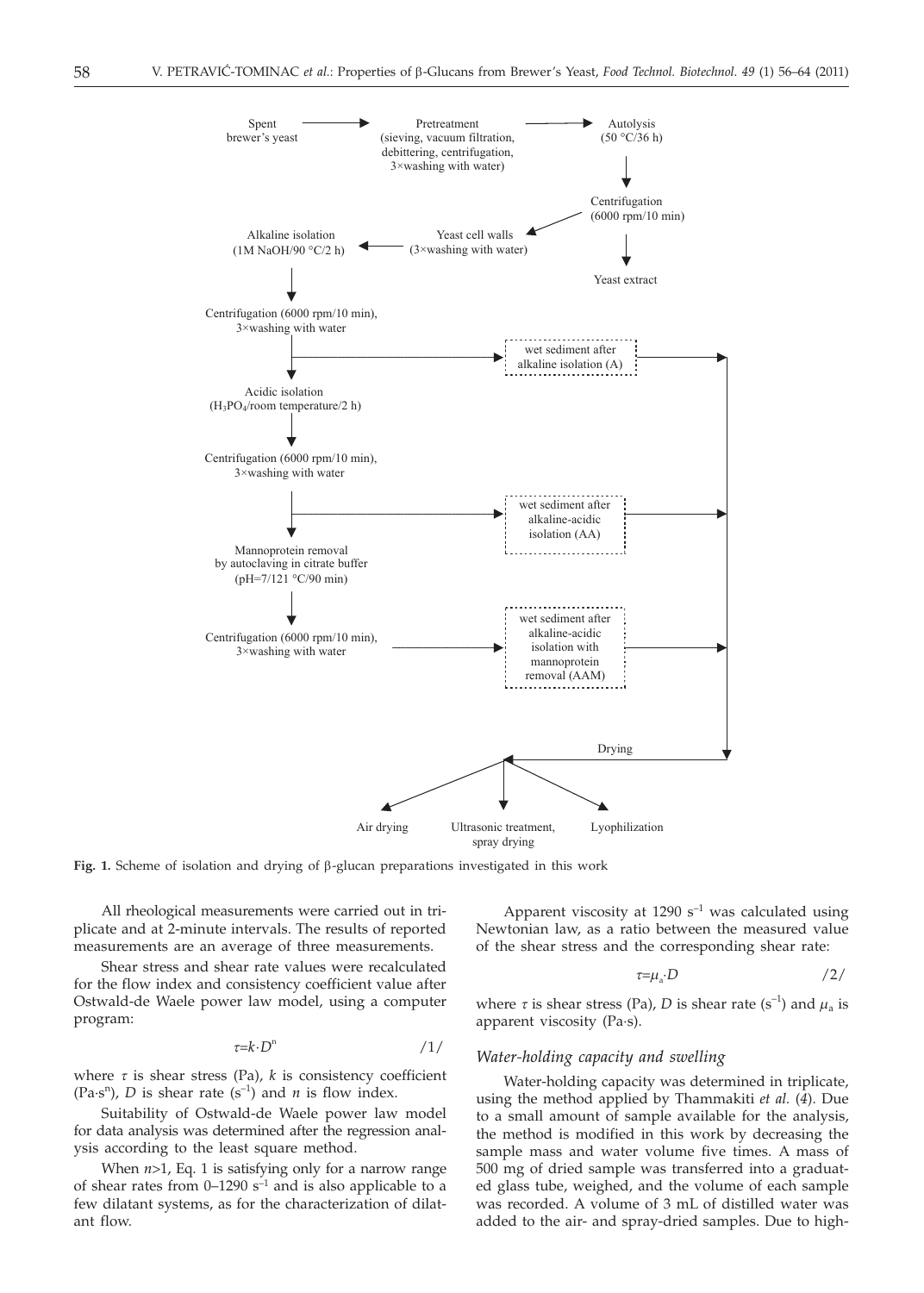Spent brewer's yeast

Pretreatment (sieving, vacuum filtration, debittering, centrifugation, 3×washing with water)

Autolysis (50 °C/36 h)

Centrifugation (6000 rpm/10 min)

Yeast extract

Yeast cell walls (3×washing with water)

Alkaline isolation (1M NaOH/90 °C/2 h)

Centrifugation (6000 rpm/10 min), 3×washing with water

wet sediment after alkaline isolation (A)

Acidic isolation ($H_3PO_4$/room temperature/2 h)

Centrifugation (6000 rpm/10 min), 3×washing with water

wet sediment after alkaline-acidic isolation (AA)

Mannoprotein removal by autoclaving in citrate buffer (pH=7/121 °C/90 min)

Centrifugation (6000 rpm/10 min), 3×washing with water

wet sediment after alkaline-acidic isolation with mannoprotein removal (AAM)

Drying

Air drying

Ultrasonic treatment, spray drying

Lyophilization

**Fig. 1.** Scheme of isolation and drying of β-glucan preparations investigated in this work

All rheological measurements were carried out in triplicate and at 2-minute intervals. The results of reported measurements are an average of three measurements.

Shear stress and shear rate values were recalculated for the flow index and consistency coefficient value after Ostwald-de Waele power law model, using a computer program:

$$\tau = k \cdot D^{n} \qquad /1/$$

where $\tau$ is shear stress (Pa), $k$ is consistency coefficient (Pa·s$^n$), $D$ is shear rate (s$^{-1}$) and $n$ is flow index.

Suitability of Ostwald-de Waele power law model for data analysis was determined after the regression analysis according to the least square method.

When $n>1$, Eq. 1 is satisfying only for a narrow range of shear rates from 0–1290 s$^{-1}$ and is also applicable to a few dilatant systems, as for the characterization of dilatant flow.

Apparent viscosity at 1290 s$^{-1}$ was calculated using Newtonian law, as a ratio between the measured value of the shear stress and the corresponding shear rate:

$$\tau = \mu_a \cdot D \qquad /2/$$

where $\tau$ is shear stress (Pa), $D$ is shear rate (s$^{-1}$) and $\mu_a$ is apparent viscosity (Pa·s).

### *Water-holding capacity and swelling*

Water-holding capacity was determined in triplicate, using the method applied by Thammakiti *et al.* (*4*). Due to a small amount of sample available for the analysis, the method is modified in this work by decreasing the sample mass and water volume five times. A mass of 500 mg of dried sample was transferred into a graduated glass tube, weighed, and the volume of each sample was recorded. A volume of 3 mL of distilled water was added to the air- and spray-dried samples. Due to high-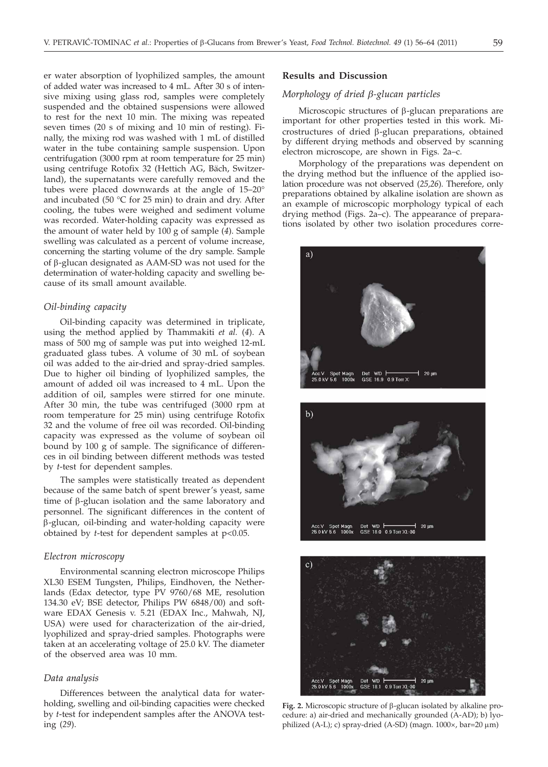er water absorption of lyophilized samples, the amount of added water was increased to 4 mL. After 30 s of intensive mixing using glass rod, samples were completely suspended and the obtained suspensions were allowed to rest for the next 10 min. The mixing was repeated seven times (20 s of mixing and 10 min of resting). Finally, the mixing rod was washed with 1 mL of distilled water in the tube containing sample suspension. Upon centrifugation (3000 rpm at room temperature for 25 min) using centrifuge Rotofix 32 (Hettich AG, Bäch, Switzerland), the supernatants were carefully removed and the tubes were placed downwards at the angle of 15–20° and incubated (50 °C for 25 min) to drain and dry. After cooling, the tubes were weighed and sediment volume was recorded. Water-holding capacity was expressed as the amount of water held by 100 g of sample (*4*). Sample swelling was calculated as a percent of volume increase, concerning the starting volume of the dry sample. Sample of β-glucan designated as AAM-SD was not used for the determination of water-holding capacity and swelling because of its small amount available.

### *Oil-binding capacity*

Oil-binding capacity was determined in triplicate, using the method applied by Thammakiti *et al.* (*4*). A mass of 500 mg of sample was put into weighed 12-mL graduated glass tubes. A volume of 30 mL of soybean oil was added to the air-dried and spray-dried samples. Due to higher oil binding of lyophilized samples, the amount of added oil was increased to 4 mL. Upon the addition of oil, samples were stirred for one minute. After 30 min, the tube was centrifuged (3000 rpm at room temperature for 25 min) using centrifuge Rotofix 32 and the volume of free oil was recorded. Oil-binding capacity was expressed as the volume of soybean oil bound by 100 g of sample. The significance of differences in oil binding between different methods was tested by *t*-test for dependent samples.

The samples were statistically treated as dependent because of the same batch of spent brewer's yeast, same time of β-glucan isolation and the same laboratory and personnel. The significant differences in the content of β-glucan, oil-binding and water-holding capacity were obtained by *t*-test for dependent samples at $p<0.05$.

### *Electron microscopy*

Environmental scanning electron microscope Philips XL30 ESEM Tungsten, Philips, Eindhoven, the Netherlands (Edax detector, type PV 9760/68 ME, resolution 134.30 eV; BSE detector, Philips PW 6848/00) and software EDAX Genesis v. 5.21 (EDAX Inc., Mahwah, NJ, USA) were used for characterization of the air-dried, lyophilized and spray-dried samples. Photographs were taken at an accelerating voltage of 25.0 kV. The diameter of the observed area was 10 mm.

### *Data analysis*

Differences between the analytical data for water-holding, swelling and oil-binding capacities were checked by *t*-test for independent samples after the ANOVA testing (*29*).

## Results and Discussion

### *Morphology of dried β-glucan particles*

Microscopic structures of β-glucan preparations are important for other properties tested in this work. Microstructures of dried β-glucan preparations, obtained by different drying methods and observed by scanning electron microscope, are shown in Figs. 2a–c.

Morphology of the preparations was dependent on the drying method but the influence of the applied isolation procedure was not observed (*25,26*). Therefore, only preparations obtained by alkaline isolation are shown as an example of microscopic morphology typical of each drying method (Figs. 2a–c). The appearance of preparations isolated by other two isolation procedures corre-

**Fig. 2.** Microscopic structure of β-glucan isolated by alkaline procedure: a) air-dried and mechanically grounded (A-AD); b) lyophilized (A-L); c) spray-dried (A-SD) (magn. 1000×, bar=20 μm)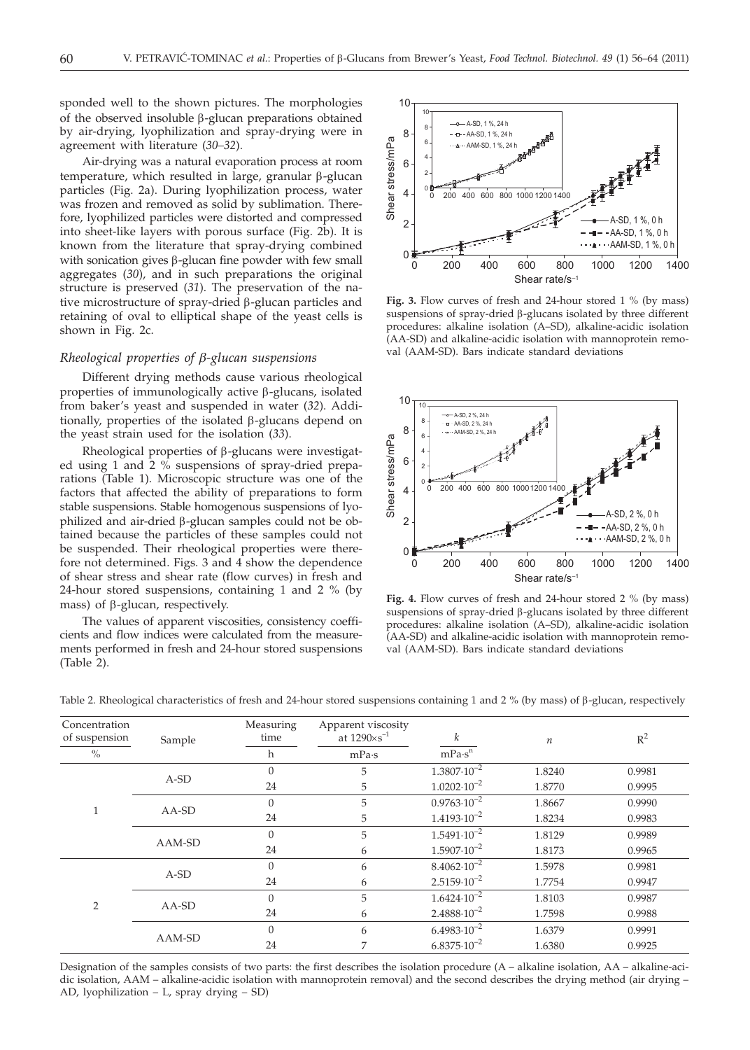sponded well to the shown pictures. The morphologies of the observed insoluble β-glucan preparations obtained by air-drying, lyophilization and spray-drying were in agreement with literature (*30–32*).

Air-drying was a natural evaporation process at room temperature, which resulted in large, granular β-glucan particles (Fig. 2a). During lyophilization process, water was frozen and removed as solid by sublimation. Therefore, lyophilized particles were distorted and compressed into sheet-like layers with porous surface (Fig. 2b). It is known from the literature that spray-drying combined with sonication gives β-glucan fine powder with few small aggregates (*30*), and in such preparations the original structure is preserved (*31*). The preservation of the native microstructure of spray-dried β-glucan particles and retaining of oval to elliptical shape of the yeast cells is shown in Fig. 2c.

### *Rheological properties of β-glucan suspensions*

Different drying methods cause various rheological properties of immunologically active β-glucans, isolated from baker's yeast and suspended in water (*32*). Additionally, properties of the isolated β-glucans depend on the yeast strain used for the isolation (*33*).

Rheological properties of β-glucans were investigated using 1 and 2 % suspensions of spray-dried preparations (Table 1). Microscopic structure was one of the factors that affected the ability of preparations to form stable suspensions. Stable homogenous suspensions of lyophilized and air-dried β-glucan samples could not be obtained because the particles of these samples could not be suspended. Their rheological properties were therefore not determined. Figs. 3 and 4 show the dependence of shear stress and shear rate (flow curves) in fresh and 24-hour stored suspensions, containing 1 and 2 % (by mass) of β-glucan, respectively.

The values of apparent viscosities, consistency coefficients and flow indices were calculated from the measurements performed in fresh and 24-hour stored suspensions (Table 2).

Shear stress/mPa
Shear rate/s$^{-1}$
A-SD, 1 %, 24 h
AA-SD, 1 %, 24 h
AAM-SD, 1 %, 24 h
A-SD, 1 %, 0 h
AA-SD, 1 %, 0 h
AAM-SD, 1 %, 0 h

**Fig. 3.** Flow curves of fresh and 24-hour stored 1 % (by mass) suspensions of spray-dried β-glucans isolated by three different procedures: alkaline isolation (A–SD), alkaline-acidic isolation (AA-SD) and alkaline-acidic isolation with mannoprotein removal (AAM-SD). Bars indicate standard deviations

Shear stress/mPa
Shear rate/s$^{-1}$
A-SD, 2 %, 24 h
AA-SD, 2 %, 24 h
AAM-SD, 2 %, 24 h
A-SD, 2 %, 0 h
AA-SD, 2 %, 0 h
AAM-SD, 2 %, 0 h

**Fig. 4.** Flow curves of fresh and 24-hour stored 2 % (by mass) suspensions of spray-dried β-glucans isolated by three different procedures: alkaline isolation (A–SD), alkaline-acidic isolation (AA-SD) and alkaline-acidic isolation with mannoprotein removal (AAM-SD). Bars indicate standard deviations

Table 2. Rheological characteristics of fresh and 24-hour stored suspensions containing 1 and 2 % (by mass) of β-glucan, respectively

| Concentration of suspension | Sample | Measuring time | Apparent viscosity at $1290\times s^{-1}$ | $k$ | $n$ | $R^2$ |
|---|---|---|---|---|---|---|
| % | | h | mPa·s | mPa·s$^n$ | | |
| 1 | A-SD | 0 | 5 | $1.3807\cdot10^{-2}$ | 1.8240 | 0.9981 |
| | | 24 | 5 | $1.0202\cdot10^{-2}$ | 1.8770 | 0.9995 |
| | AA-SD | 0 | 5 | $0.9763\cdot10^{-2}$ | 1.8667 | 0.9990 |
| | | 24 | 5 | $1.4193\cdot10^{-2}$ | 1.8234 | 0.9983 |
| | AAM-SD | 0 | 5 | $1.5491\cdot10^{-2}$ | 1.8129 | 0.9989 |
| | | 24 | 6 | $1.5907\cdot10^{-2}$ | 1.8173 | 0.9965 |
| 2 | A-SD | 0 | 6 | $8.4062\cdot10^{-2}$ | 1.5978 | 0.9981 |
| | | 24 | 6 | $2.5159\cdot10^{-2}$ | 1.7754 | 0.9947 |
| | AA-SD | 0 | 5 | $1.6424\cdot10^{-2}$ | 1.8103 | 0.9987 |
| | | 24 | 6 | $2.4888\cdot10^{-2}$ | 1.7598 | 0.9988 |
| | AAM-SD | 0 | 6 | $6.4983\cdot10^{-2}$ | 1.6379 | 0.9991 |
| | | 24 | 7 | $6.8375\cdot10^{-2}$ | 1.6380 | 0.9925 |

Designation of the samples consists of two parts: the first describes the isolation procedure (A – alkaline isolation, AA – alkaline-acidic isolation, AAM – alkaline-acidic isolation with mannoprotein removal) and the second describes the drying method (air drying – AD, lyophilization – L, spray drying – SD)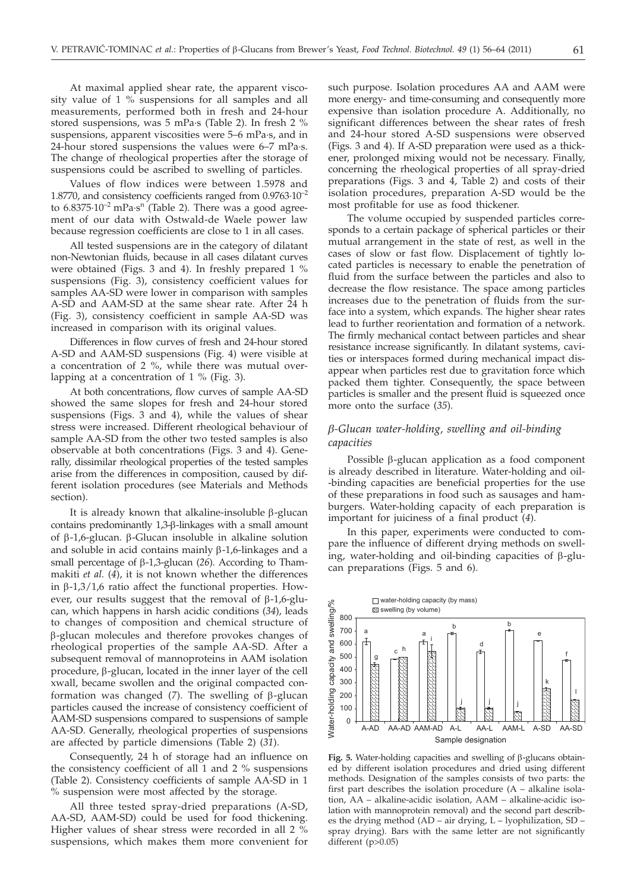At maximal applied shear rate, the apparent viscosity value of 1 % suspensions for all samples and all measurements, performed both in fresh and 24-hour stored suspensions, was 5 mPa·s (Table 2). In fresh 2 % suspensions, apparent viscosities were 5–6 mPa·s, and in 24-hour stored suspensions the values were 6–7 mPa·s. The change of rheological properties after the storage of suspensions could be ascribed to swelling of particles.

Values of flow indices were between 1.5978 and 1.8770, and consistency coefficients ranged from $0.9763 \cdot 10^{-2}$ to $6.8375 \cdot 10^{-2}$ mPa·s$^n$ (Table 2). There was a good agreement of our data with Ostwald-de Waele power law because regression coefficients are close to 1 in all cases.

All tested suspensions are in the category of dilatant non-Newtonian fluids, because in all cases dilatant curves were obtained (Figs. 3 and 4). In freshly prepared 1 % suspensions (Fig. 3), consistency coefficient values for samples AA-SD were lower in comparison with samples A-SD and AAM-SD at the same shear rate. After 24 h (Fig. 3), consistency coefficient in sample AA-SD was increased in comparison with its original values.

Differences in flow curves of fresh and 24-hour stored A-SD and AAM-SD suspensions (Fig. 4) were visible at a concentration of 2 %, while there was mutual overlapping at a concentration of 1 % (Fig. 3).

At both concentrations, flow curves of sample AA-SD showed the same slopes for fresh and 24-hour stored suspensions (Figs. 3 and 4), while the values of shear stress were increased. Different rheological behaviour of sample AA-SD from the other two tested samples is also observable at both concentrations (Figs. 3 and 4). Generally, dissimilar rheological properties of the tested samples arise from the differences in composition, caused by different isolation procedures (see Materials and Methods section).

It is already known that alkaline-insoluble β-glucan contains predominantly 1,3-β-linkages with a small amount of β-1,6-glucan. β-Glucan insoluble in alkaline solution and soluble in acid contains mainly β-1,6-linkages and a small percentage of β-1,3-glucan (*26*). According to Thammakiti *et al.* (*4*), it is not known whether the differences in β-1,3/1,6 ratio affect the functional properties. However, our results suggest that the removal of β-1,6-glucan, which happens in harsh acidic conditions (*34*), leads to changes of composition and chemical structure of β-glucan molecules and therefore provokes changes of rheological properties of the sample AA-SD. After a subsequent removal of mannoproteins in AAM isolation procedure, β-glucan, located in the inner layer of the cell xwall, became swollen and the original compacted conformation was changed (*7*). The swelling of β-glucan particles caused the increase of consistency coefficient of AAM-SD suspensions compared to suspensions of sample AA-SD. Generally, rheological properties of suspensions are affected by particle dimensions (Table 2) (*31*).

Consequently, 24 h of storage had an influence on the consistency coefficient of all 1 and 2 % suspensions (Table 2). Consistency coefficients of sample AA-SD in 1 % suspension were most affected by the storage.

All three tested spray-dried preparations (A-SD, AA-SD, AAM-SD) could be used for food thickening. Higher values of shear stress were recorded in all 2 % suspensions, which makes them more convenient for such purpose. Isolation procedures AA and AAM were more energy- and time-consuming and consequently more expensive than isolation procedure A. Additionally, no significant differences between the shear rates of fresh and 24-hour stored A-SD suspensions were observed (Figs. 3 and 4). If A-SD preparation were used as a thickener, prolonged mixing would not be necessary. Finally, concerning the rheological properties of all spray-dried preparations (Figs. 3 and 4, Table 2) and costs of their isolation procedures, preparation A-SD would be the most profitable for use as food thickener.

The volume occupied by suspended particles corresponds to a certain package of spherical particles or their mutual arrangement in the state of rest, as well in the cases of slow or fast flow. Displacement of tightly located particles is necessary to enable the penetration of fluid from the surface between the particles and also to decrease the flow resistance. The space among particles increases due to the penetration of fluids from the surface into a system, which expands. The higher shear rates lead to further reorientation and formation of a network. The firmly mechanical contact between particles and shear resistance increase significantly. In dilatant systems, cavities or interspaces formed during mechanical impact disappear when particles rest due to gravitation force which packed them tighter. Consequently, the space between particles is smaller and the present fluid is squeezed once more onto the surface (*35*).

### *β-Glucan water-holding, swelling and oil-binding capacities*

Possible β-glucan application as a food component is already described in literature. Water-holding and oil-binding capacities are beneficial properties for the use of these preparations in food such as sausages and hamburgers. Water-holding capacity of each preparation is important for juiciness of a final product (*4*).

In this paper, experiments were conducted to compare the influence of different drying methods on swelling, water-holding and oil-binding capacities of β-glucan preparations (Figs. 5 and 6).

water-holding capacity (by mass)
swelling (by volume)
Water-holding capacity and swelling/%
800
700
600
500
400
300
200
100
0
a g c h a i b j d j b j e k f l
A-AD AA-AD AAM-AD A-L AA-L AAM-L A-SD AA-SD
Sample designation

**Fig. 5.** Water-holding capacities and swelling of β-glucans obtained by different isolation procedures and dried using different methods. Designation of the samples consists of two parts: the first part describes the isolation procedure (A – alkaline isolation, AA – alkaline-acidic isolation, AAM – alkaline-acidic isolation with mannoprotein removal) and the second part describes the drying method (AD – air drying, L – lyophilization, SD – spray drying). Bars with the same letter are not significantly different (p>0.05)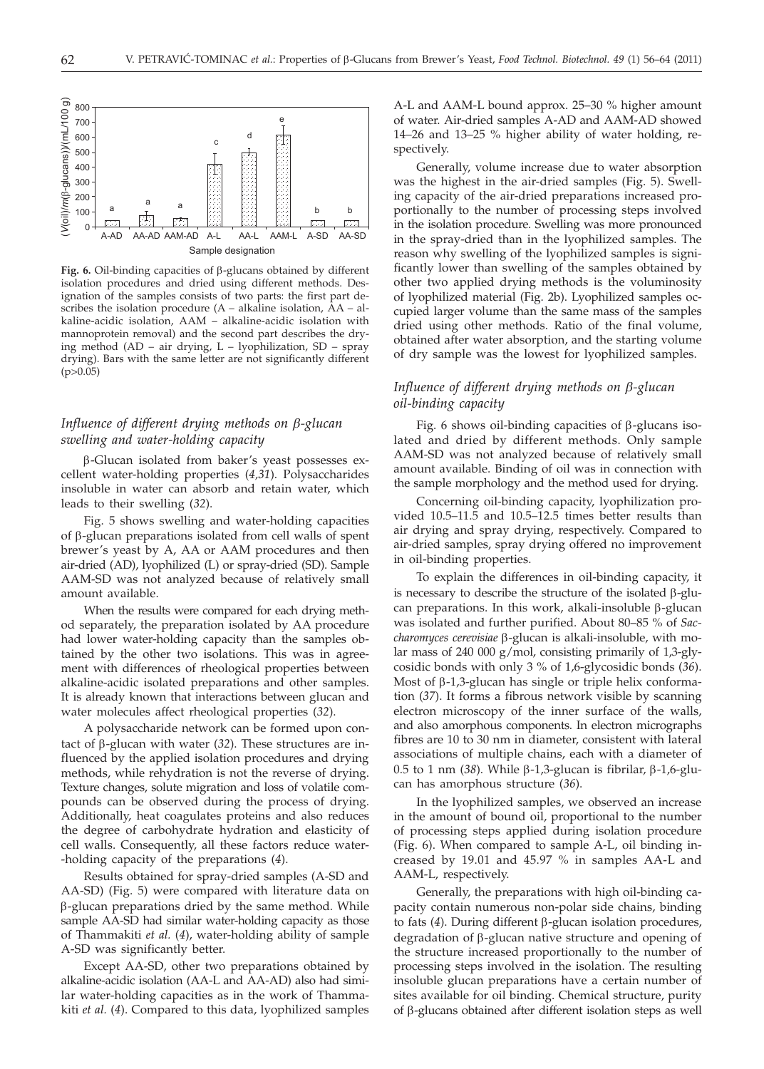(V(oil)/m(β-glucans))/(mL/100 g)

800
700
600
500
400
300
200
100
0

a a a c d e b b

A-AD AA-AD AAM-AD A-L AA-L AAM-L A-SD AA-SD

Sample designation

**Fig. 6.** Oil-binding capacities of β-glucans obtained by different isolation procedures and dried using different methods. Designation of the samples consists of two parts: the first part describes the isolation procedure (A – alkaline isolation, AA – alkaline-acidic isolation, AAM – alkaline-acidic isolation with mannoprotein removal) and the second part describes the drying method (AD – air drying, L – lyophilization, SD – spray drying). Bars with the same letter are not significantly different ($p>0.05$)

### *Influence of different drying methods on β-glucan swelling and water-holding capacity*

β-Glucan isolated from baker's yeast possesses excellent water-holding properties (*4,31*). Polysaccharides insoluble in water can absorb and retain water, which leads to their swelling (*32*).

Fig. 5 shows swelling and water-holding capacities of β-glucan preparations isolated from cell walls of spent brewer's yeast by A, AA or AAM procedures and then air-dried (AD), lyophilized (L) or spray-dried (SD). Sample AAM-SD was not analyzed because of relatively small amount available.

When the results were compared for each drying method separately, the preparation isolated by AA procedure had lower water-holding capacity than the samples obtained by the other two isolations. This was in agreement with differences of rheological properties between alkaline-acidic isolated preparations and other samples. It is already known that interactions between glucan and water molecules affect rheological properties (*32*).

A polysaccharide network can be formed upon contact of β-glucan with water (*32*). These structures are influenced by the applied isolation procedures and drying methods, while rehydration is not the reverse of drying. Texture changes, solute migration and loss of volatile compounds can be observed during the process of drying. Additionally, heat coagulates proteins and also reduces the degree of carbohydrate hydration and elasticity of cell walls. Consequently, all these factors reduce water-holding capacity of the preparations (*4*).

Results obtained for spray-dried samples (A-SD and AA-SD) (Fig. 5) were compared with literature data on β-glucan preparations dried by the same method. While sample AA-SD had similar water-holding capacity as those of Thammakiti *et al.* (*4*), water-holding ability of sample A-SD was significantly better.

Except AA-SD, other two preparations obtained by alkaline-acidic isolation (AA-L and AA-AD) also had similar water-holding capacities as in the work of Thammakiti *et al.* (*4*). Compared to this data, lyophilized samples A-L and AAM-L bound approx. 25–30 % higher amount of water. Air-dried samples A-AD and AAM-AD showed 14–26 and 13–25 % higher ability of water holding, respectively.

Generally, volume increase due to water absorption was the highest in the air-dried samples (Fig. 5). Swelling capacity of the air-dried preparations increased proportionally to the number of processing steps involved in the isolation procedure. Swelling was more pronounced in the spray-dried than in the lyophilized samples. The reason why swelling of the lyophilized samples is significantly lower than swelling of the samples obtained by other two applied drying methods is the voluminosity of lyophilized material (Fig. 2b). Lyophilized samples occupied larger volume than the same mass of the samples dried using other methods. Ratio of the final volume, obtained after water absorption, and the starting volume of dry sample was the lowest for lyophilized samples.

### *Influence of different drying methods on β-glucan oil-binding capacity*

Fig. 6 shows oil-binding capacities of β-glucans isolated and dried by different methods. Only sample AAM-SD was not analyzed because of relatively small amount available. Binding of oil was in connection with the sample morphology and the method used for drying.

Concerning oil-binding capacity, lyophilization provided 10.5–11.5 and 10.5–12.5 times better results than air drying and spray drying, respectively. Compared to air-dried samples, spray drying offered no improvement in oil-binding properties.

To explain the differences in oil-binding capacity, it is necessary to describe the structure of the isolated β-glucan preparations. In this work, alkali-insoluble β-glucan was isolated and further purified. About 80–85 % of *Saccharomyces cerevisiae* β-glucan is alkali-insoluble, with molar mass of 240 000 g/mol, consisting primarily of 1,3-glycosidic bonds with only 3 % of 1,6-glycosidic bonds (*36*). Most of β-1,3-glucan has single or triple helix conformation (*37*). It forms a fibrous network visible by scanning electron microscopy of the inner surface of the walls, and also amorphous components. In electron micrographs fibres are 10 to 30 nm in diameter, consistent with lateral associations of multiple chains, each with a diameter of 0.5 to 1 nm (*38*). While β-1,3-glucan is fibrilar, β-1,6-glucan has amorphous structure (*36*).

In the lyophilized samples, we observed an increase in the amount of bound oil, proportional to the number of processing steps applied during isolation procedure (Fig. 6). When compared to sample A-L, oil binding increased by 19.01 and 45.97 % in samples AA-L and AAM-L, respectively.

Generally, the preparations with high oil-binding capacity contain numerous non-polar side chains, binding to fats (*4*). During different β-glucan isolation procedures, degradation of β-glucan native structure and opening of the structure increased proportionally to the number of processing steps involved in the isolation. The resulting insoluble glucan preparations have a certain number of sites available for oil binding. Chemical structure, purity of β-glucans obtained after different isolation steps as well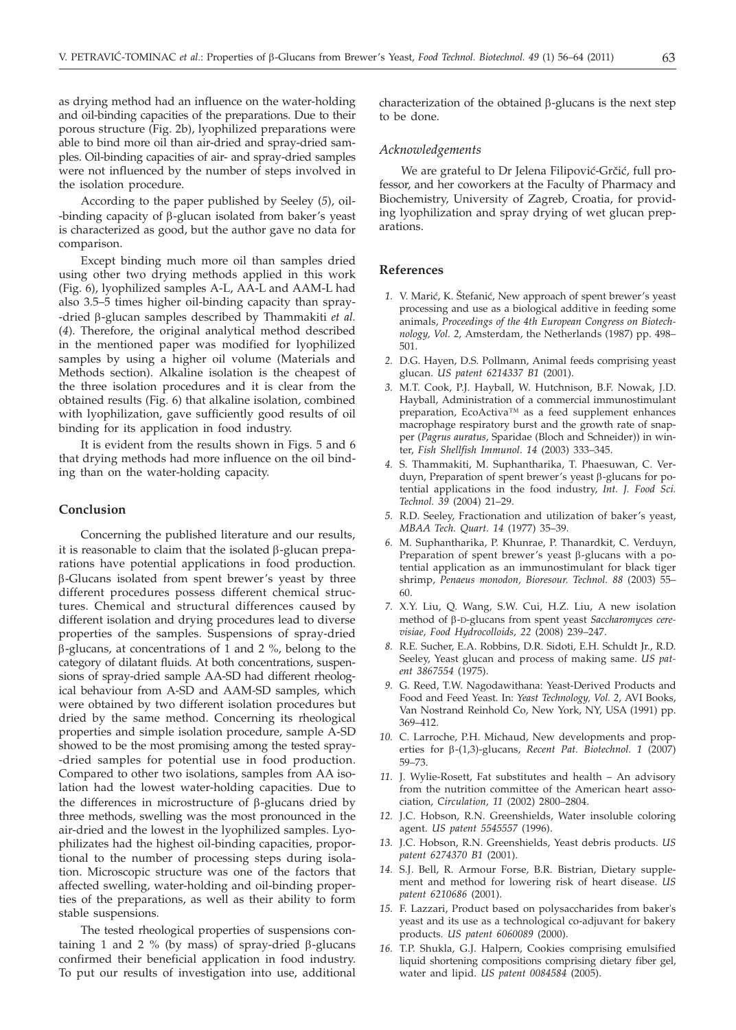as drying method had an influence on the water-holding and oil-binding capacities of the preparations. Due to their porous structure (Fig. 2b), lyophilized preparations were able to bind more oil than air-dried and spray-dried samples. Oil-binding capacities of air- and spray-dried samples were not influenced by the number of steps involved in the isolation procedure.

According to the paper published by Seeley (*5*), oil-binding capacity of β-glucan isolated from baker's yeast is characterized as good, but the author gave no data for comparison.

Except binding much more oil than samples dried using other two drying methods applied in this work (Fig. 6), lyophilized samples A-L, AA-L and AAM-L had also 3.5–5 times higher oil-binding capacity than spray-dried β-glucan samples described by Thammakiti *et al.* (*4*). Therefore, the original analytical method described in the mentioned paper was modified for lyophilized samples by using a higher oil volume (Materials and Methods section). Alkaline isolation is the cheapest of the three isolation procedures and it is clear from the obtained results (Fig. 6) that alkaline isolation, combined with lyophilization, gave sufficiently good results of oil binding for its application in food industry.

It is evident from the results shown in Figs. 5 and 6 that drying methods had more influence on the oil binding than on the water-holding capacity.

## Conclusion

Concerning the published literature and our results, it is reasonable to claim that the isolated β-glucan preparations have potential applications in food production. β-Glucans isolated from spent brewer's yeast by three different procedures possess different chemical structures. Chemical and structural differences caused by different isolation and drying procedures lead to diverse properties of the samples. Suspensions of spray-dried β-glucans, at concentrations of 1 and 2 %, belong to the category of dilatant fluids. At both concentrations, suspensions of spray-dried sample AA-SD had different rheological behaviour from A-SD and AAM-SD samples, which were obtained by two different isolation procedures but dried by the same method. Concerning its rheological properties and simple isolation procedure, sample A-SD showed to be the most promising among the tested spray-dried samples for potential use in food production. Compared to other two isolations, samples from AA isolation had the lowest water-holding capacities. Due to the differences in microstructure of β-glucans dried by three methods, swelling was the most pronounced in the air-dried and the lowest in the lyophilized samples. Lyophilizates had the highest oil-binding capacities, proportional to the number of processing steps during isolation. Microscopic structure was one of the factors that affected swelling, water-holding and oil-binding properties of the preparations, as well as their ability to form stable suspensions.

The tested rheological properties of suspensions containing 1 and 2 % (by mass) of spray-dried β-glucans confirmed their beneficial application in food industry. To put our results of investigation into use, additional characterization of the obtained β-glucans is the next step to be done.

### *Acknowledgements*

We are grateful to Dr Jelena Filipović-Grčić, full professor, and her coworkers at the Faculty of Pharmacy and Biochemistry, University of Zagreb, Croatia, for providing lyophilization and spray drying of wet glucan preparations.

## References

1. V. Marić, K. Štefanić, New approach of spent brewer's yeast processing and use as a biological additive in feeding some animals, *Proceedings of the 4th European Congress on Biotechnology, Vol. 2,* Amsterdam, the Netherlands (1987) pp. 498–501.
2. D.G. Hayen, D.S. Pollmann, Animal feeds comprising yeast glucan. *US patent 6214337 B1* (2001).
3. M.T. Cook, P.J. Hayball, W. Hutchinson, B.F. Nowak, J.D. Hayball, Administration of a commercial immunostimulant preparation, EcoActiva™ as a feed supplement enhances macrophage respiratory burst and the growth rate of snapper (*Pagrus auratus*, Sparidae (Bloch and Schneider)) in winter, *Fish Shellfish Immunol. 14* (2003) 333–345.
4. S. Thammakiti, M. Suphantharika, T. Phaesuwan, C. Verduyn, Preparation of spent brewer's yeast β-glucans for potential applications in the food industry, *Int. J. Food Sci. Technol. 39* (2004) 21–29.
5. R.D. Seeley, Fractionation and utilization of baker's yeast, *MBAA Tech. Quart. 14* (1977) 35–39.
6. M. Suphantharika, P. Khunrae, P. Thanardkit, C. Verduyn, Preparation of spent brewer's yeast β-glucans with a potential application as an immunostimulant for black tiger shrimp, *Penaeus monodon, Bioresour. Technol. 88* (2003) 55–60.
7. X.Y. Liu, Q. Wang, S.W. Cui, H.Z. Liu, A new isolation method of β-D-glucans from spent yeast *Saccharomyces cerevisiae*, *Food Hydrocolloids, 22* (2008) 239–247.
8. R.E. Sucher, E.A. Robbins, D.R. Sidoti, E.H. Schuldt Jr., R.D. Seeley, Yeast glucan and process of making same. *US patent 3867554* (1975).
9. G. Reed, T.W. Nagodawithana: Yeast-Derived Products and Food and Feed Yeast. In: *Yeast Technology, Vol. 2*, AVI Books, Van Nostrand Reinhold Co, New York, NY, USA (1991) pp. 369–412.
10. C. Larroche, P.H. Michaud, New developments and properties for β-(1,3)-glucans, *Recent Pat. Biotechnol. 1* (2007) 59–73.
11. J. Wylie-Rosett, Fat substitutes and health – An advisory from the nutrition committee of the American heart association, *Circulation, 11* (2002) 2800–2804.
12. J.C. Hobson, R.N. Greenshields, Water insoluble coloring agent. *US patent 5545557* (1996).
13. J.C. Hobson, R.N. Greenshields, Yeast debris products. *US patent 6274370 B1* (2001).
14. S.J. Bell, R. Armour Forse, B.R. Bistrian, Dietary supplement and method for lowering risk of heart disease. *US patent 6210686* (2001).
15. F. Lazzari, Product based on polysaccharides from baker's yeast and its use as a technological co-adjuvant for bakery products. *US patent 6060089* (2000).
16. T.P. Shukla, G.J. Halpern, Cookies comprising emulsified liquid shortening compositions comprising dietary fiber gel, water and lipid. *US patent 0084584* (2005).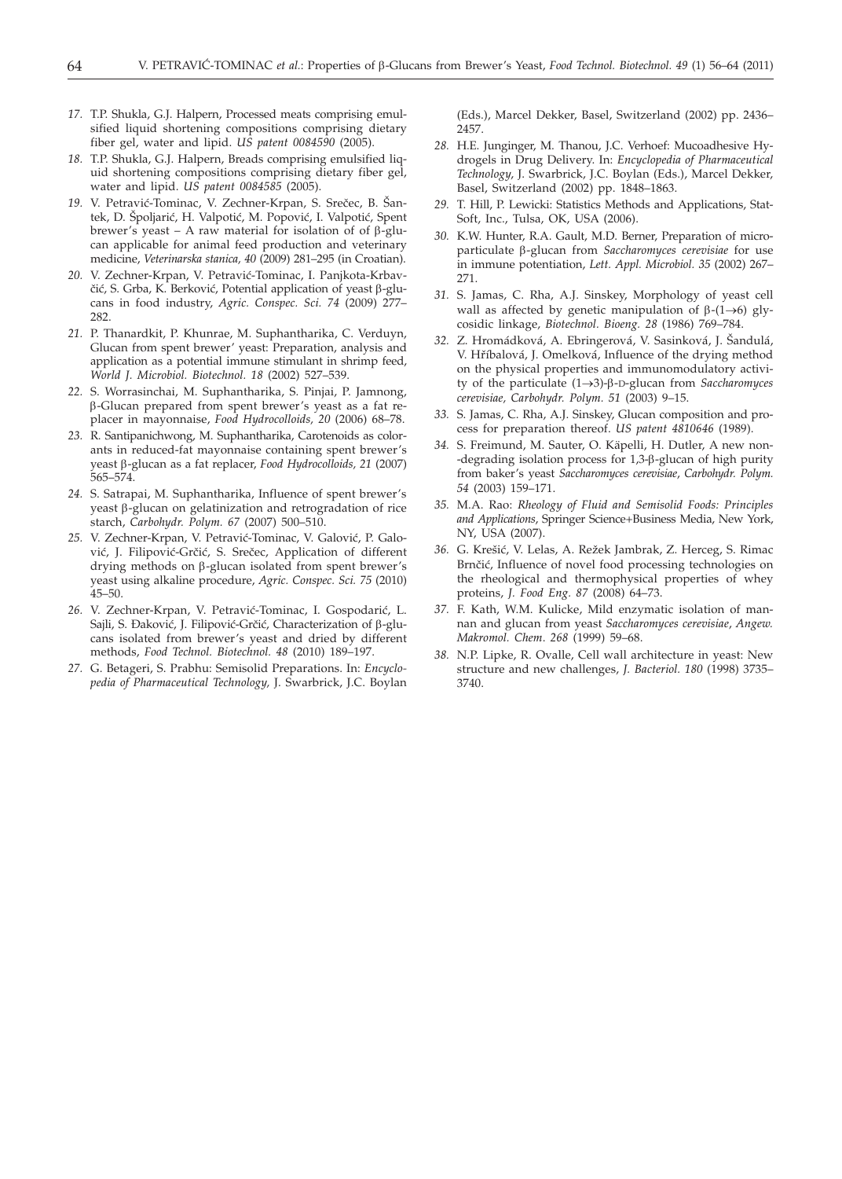*17.* T.P. Shukla, G.J. Halpern, Processed meats comprising emulsified liquid shortening compositions comprising dietary fiber gel, water and lipid. *US patent 0084590* (2005).

*18.* T.P. Shukla, G.J. Halpern, Breads comprising emulsified liquid shortening compositions comprising dietary fiber gel, water and lipid. *US patent 0084585* (2005).

*19.* V. Petravić-Tominac, V. Zechner-Krpan, S. Srečec, B. Šantek, D. Špoljarić, H. Valpotić, M. Popović, I. Valpotić, Spent brewer's yeast – A raw material for isolation of of β-glucan applicable for animal feed production and veterinary medicine, *Veterinarska stanica, 40* (2009) 281–295 (in Croatian).

*20.* V. Zechner-Krpan, V. Petravić-Tominac, I. Panjkota-Krbavčić, S. Grba, K. Berković, Potential application of yeast β-glucans in food industry, *Agric. Conspec. Sci. 74* (2009) 277–282.

*21.* P. Thanardkit, P. Khunrae, M. Suphantharika, C. Verduyn, Glucan from spent brewer' yeast: Preparation, analysis and application as a potential immune stimulant in shrimp feed, *World J. Microbiol. Biotechnol. 18* (2002) 527–539.

*22.* S. Worrasinchai, M. Suphantharika, S. Pinjai, P. Jamnong, β-Glucan prepared from spent brewer's yeast as a fat replacer in mayonnaise, *Food Hydrocolloids, 20* (2006) 68–78.

*23.* R. Santipanichwong, M. Suphantharika, Carotenoids as colorants in reduced-fat mayonnaise containing spent brewer's yeast β-glucan as a fat replacer, *Food Hydrocolloids, 21* (2007) 565–574.

*24.* S. Satrapai, M. Suphantharika, Influence of spent brewer's yeast β-glucan on gelatinization and retrogradation of rice starch, *Carbohydr. Polym. 67* (2007) 500–510.

*25.* V. Zechner-Krpan, V. Petravić-Tominac, V. Galović, P. Galović, J. Filipović-Grčić, S. Srečec, Application of different drying methods on β-glucan isolated from spent brewer's yeast using alkaline procedure, *Agric. Conspec. Sci. 75* (2010) 45–50.

*26.* V. Zechner-Krpan, V. Petravić-Tominac, I. Gospodarić, L. Sajli, S. Đaković, J. Filipović-Grčić, Characterization of β-glucans isolated from brewer's yeast and dried by different methods, *Food Technol. Biotechnol. 48* (2010) 189–197.

*27.* G. Betageri, S. Prabhu: Semisolid Preparations. In: *Encyclopedia of Pharmaceutical Technology,* J. Swarbrick, J.C. Boylan (Eds.), Marcel Dekker, Basel, Switzerland (2002) pp. 2436–2457.

*28.* H.E. Junginger, M. Thanou, J.C. Verhoef: Mucoadhesive Hydrogels in Drug Delivery. In: *Encyclopedia of Pharmaceutical Technology,* J. Swarbrick, J.C. Boylan (Eds.), Marcel Dekker, Basel, Switzerland (2002) pp. 1848–1863.

*29.* T. Hill, P. Lewicki: Statistics Methods and Applications, StatSoft, Inc., Tulsa, OK, USA (2006).

*30.* K.W. Hunter, R.A. Gault, M.D. Berner, Preparation of microparticulate β-glucan from *Saccharomyces cerevisiae* for use in immune potentiation, *Lett. Appl. Microbiol. 35* (2002) 267–271.

*31.* S. Jamas, C. Rha, A.J. Sinskey, Morphology of yeast cell wall as affected by genetic manipulation of β-(1→6) glycosidic linkage, *Biotechnol. Bioeng. 28* (1986) 769–784.

*32.* Z. Hromádková, A. Ebringerová, V. Sasinková, J. Šandulá, V. Hříbalová, J. Omelková, Influence of the drying method on the physical properties and immunomodulatory activity of the particulate (1→3)-β-D-glucan from *Saccharomyces cerevisiae, Carbohydr. Polym. 51* (2003) 9–15.

*33.* S. Jamas, C. Rha, A.J. Sinskey, Glucan composition and process for preparation thereof. *US patent 4810646* (1989).

*34.* S. Freimund, M. Sauter, O. Käpelli, H. Dutler, A new non-degrading isolation process for 1,3-β-glucan of high purity from baker's yeast *Saccharomyces cerevisiae*, *Carbohydr. Polym. 54* (2003) 159–171.

*35.* M.A. Rao: *Rheology of Fluid and Semisolid Foods: Principles and Applications*, Springer Science+Business Media, New York, NY, USA (2007).

*36.* G. Krešić, V. Lelas, A. Režek Jambrak, Z. Herceg, S. Rimac Brnčić, Influence of novel food processing technologies on the rheological and thermophysical properties of whey proteins, *J. Food Eng. 87* (2008) 64–73.

*37.* F. Kath, W.M. Kulicke, Mild enzymatic isolation of mannan and glucan from yeast *Saccharomyces cerevisiae*, *Angew. Makromol. Chem. 268* (1999) 59–68.

*38.* N.P. Lipke, R. Ovalle, Cell wall architecture in yeast: New structure and new challenges, *J. Bacteriol. 180* (1998) 3735–3740.